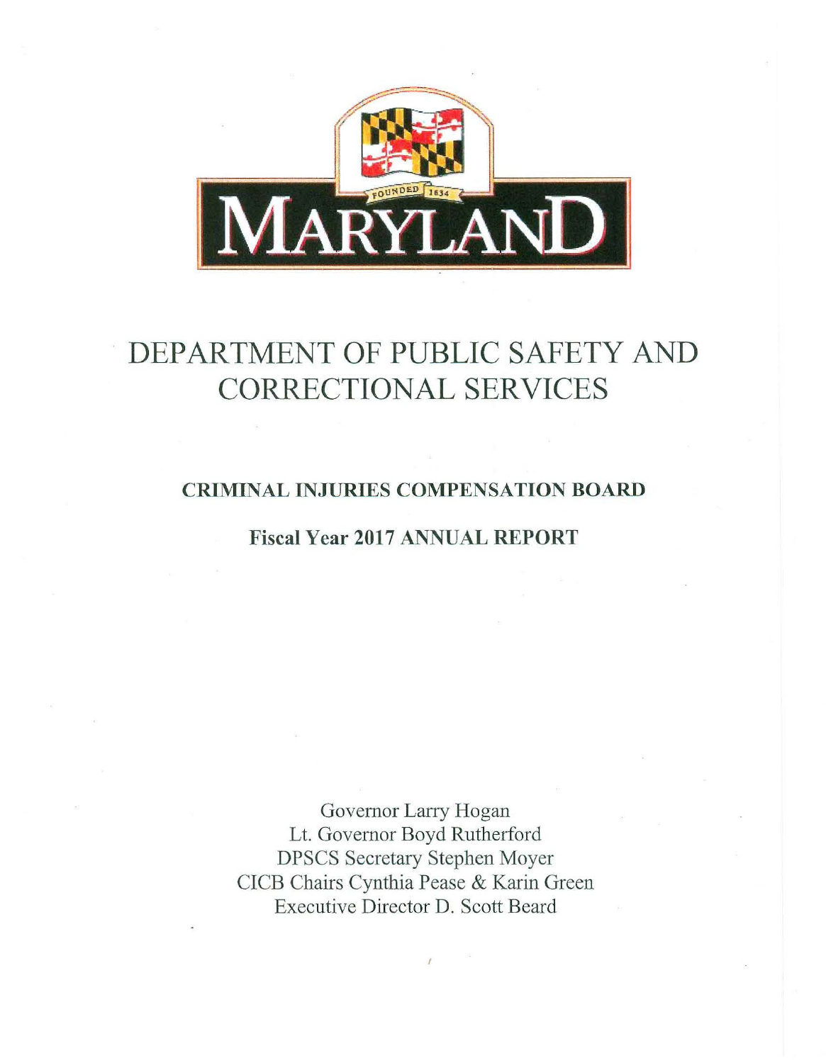MARYLAND

FOUNDED 1634

# DEPARTMENT OF PUBLIC SAFETY AND CORRECTIONAL SERVICES

## CRIMINAL INJURIES COMPENSATION BOARD

## Fiscal Year 2017 ANNUAL REPORT

Governor Larry Hogan
Lt. Governor Boyd Rutherford
DPSCS Secretary Stephen Moyer
CICB Chairs Cynthia Pease & Karin Green
Executive Director D. Scott Beard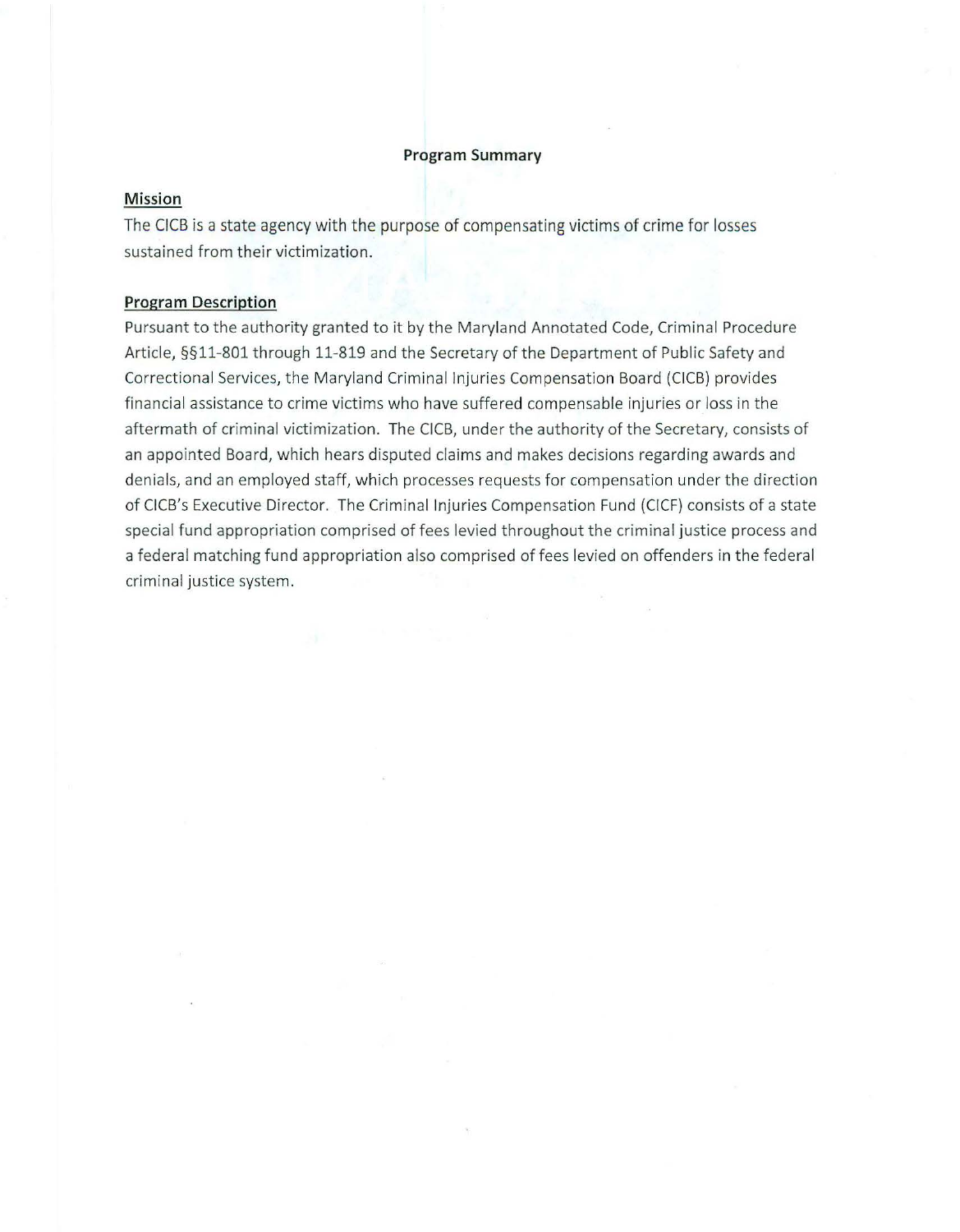## Program Summary

### Mission

The CICB is a state agency with the purpose of compensating victims of crime for losses sustained from their victimization.

### Program Description

Pursuant to the authority granted to it by the Maryland Annotated Code, Criminal Procedure Article, §§11-801 through 11-819 and the Secretary of the Department of Public Safety and Correctional Services, the Maryland Criminal Injuries Compensation Board (CICB) provides financial assistance to crime victims who have suffered compensable injuries or loss in the aftermath of criminal victimization. The CICB, under the authority of the Secretary, consists of an appointed Board, which hears disputed claims and makes decisions regarding awards and denials, and an employed staff, which processes requests for compensation under the direction of CICB's Executive Director. The Criminal Injuries Compensation Fund (CICF) consists of a state special fund appropriation comprised of fees levied throughout the criminal justice process and a federal matching fund appropriation also comprised of fees levied on offenders in the federal criminal justice system.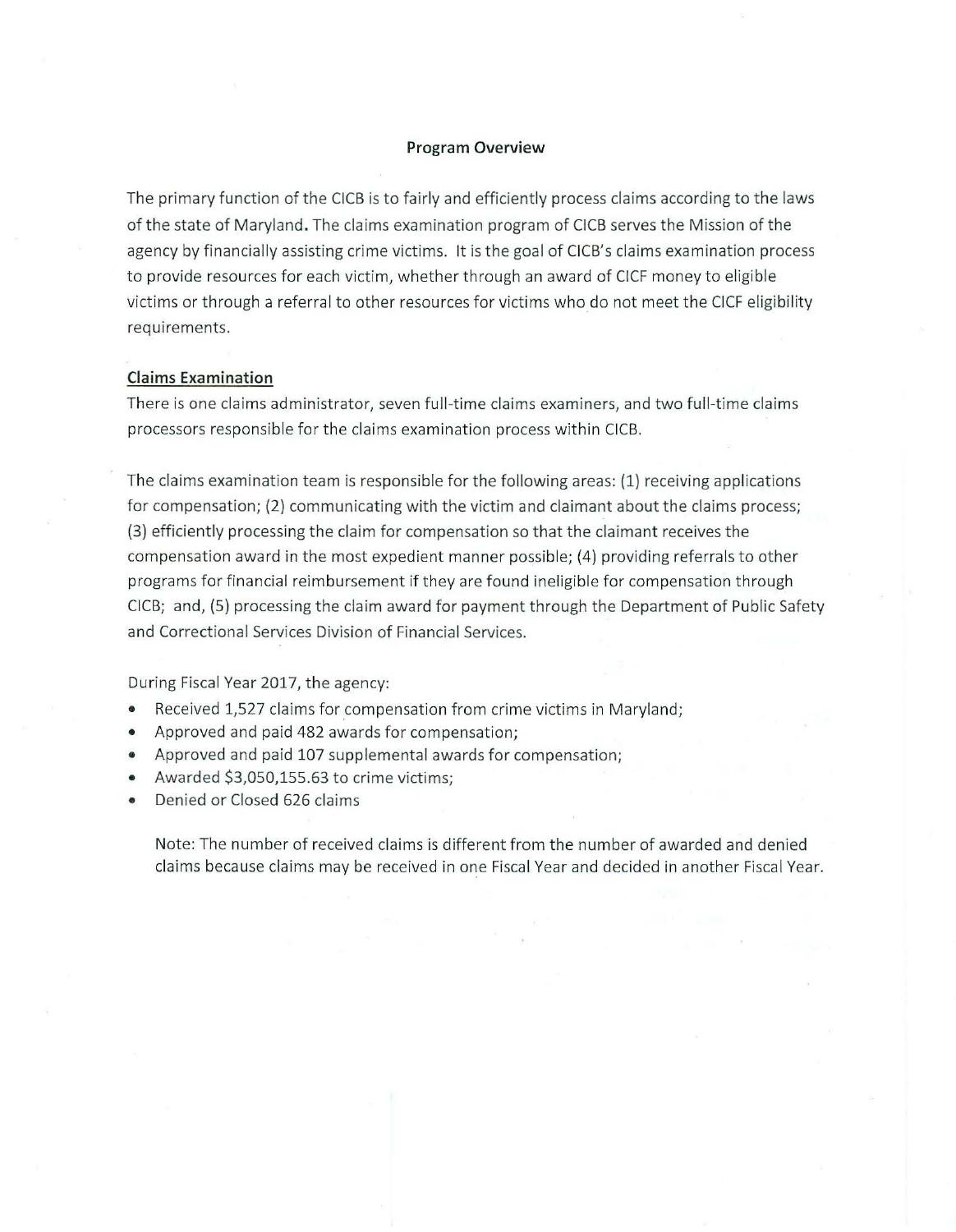## Program Overview

The primary function of the CICB is to fairly and efficiently process claims according to the laws of the state of Maryland. The claims examination program of CICB serves the Mission of the agency by financially assisting crime victims. It is the goal of CICB's claims examination process to provide resources for each victim, whether through an award of CICF money to eligible victims or through a referral to other resources for victims who do not meet the CICF eligibility requirements.

### Claims Examination

There is one claims administrator, seven full-time claims examiners, and two full-time claims processors responsible for the claims examination process within CICB.

The claims examination team is responsible for the following areas: (1) receiving applications for compensation; (2) communicating with the victim and claimant about the claims process; (3) efficiently processing the claim for compensation so that the claimant receives the compensation award in the most expedient manner possible; (4) providing referrals to other programs for financial reimbursement if they are found ineligible for compensation through CICB; and, (5) processing the claim award for payment through the Department of Public Safety and Correctional Services Division of Financial Services.

During Fiscal Year 2017, the agency:

- Received 1,527 claims for compensation from crime victims in Maryland;
- Approved and paid 482 awards for compensation;
- Approved and paid 107 supplemental awards for compensation;
- Awarded $3,050,155.63 to crime victims;
- Denied or Closed 626 claims

Note: The number of received claims is different from the number of awarded and denied claims because claims may be received in one Fiscal Year and decided in another Fiscal Year.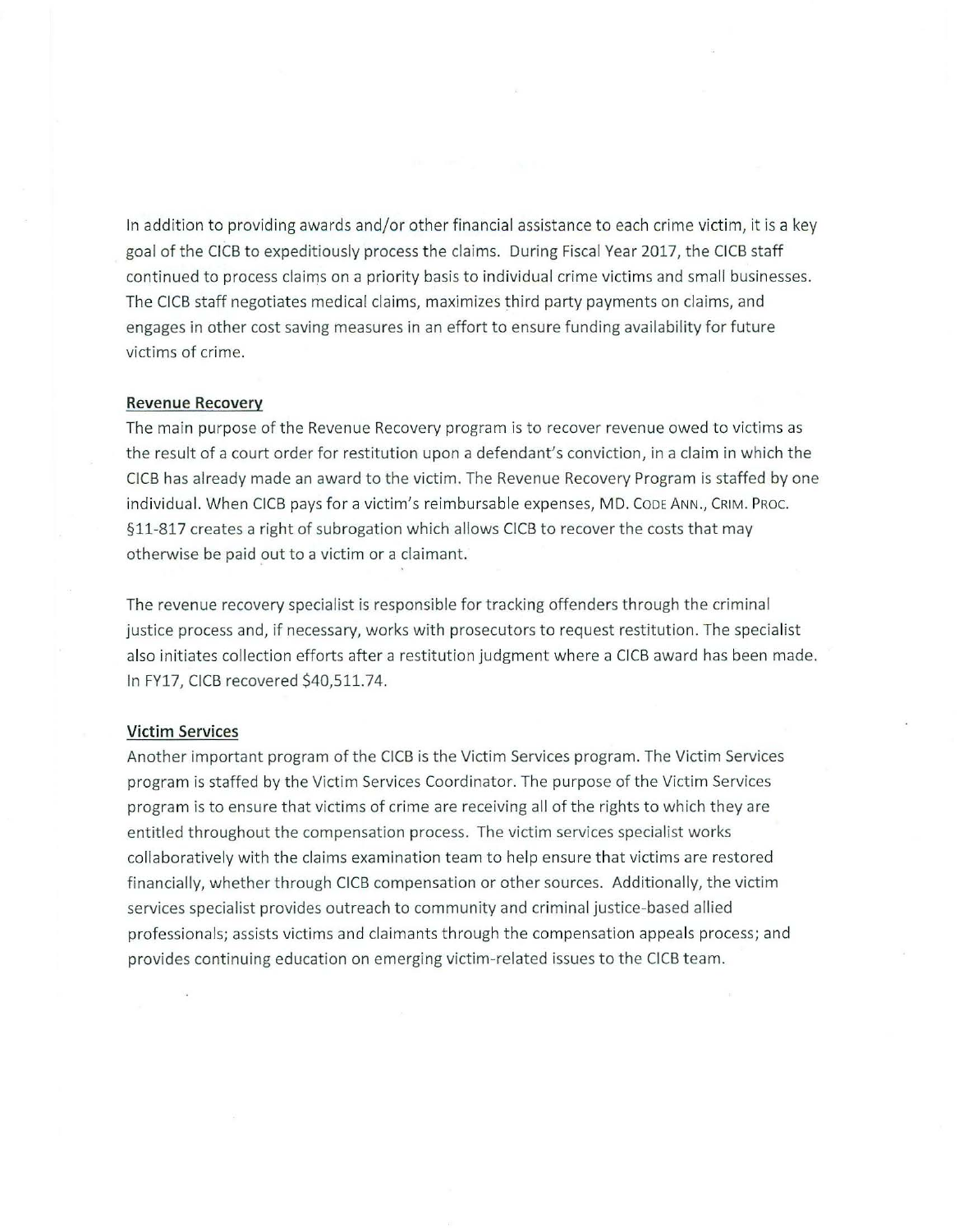In addition to providing awards and/or other financial assistance to each crime victim, it is a key goal of the CICB to expeditiously process the claims. During Fiscal Year 2017, the CICB staff continued to process claims on a priority basis to individual crime victims and small businesses. The CICB staff negotiates medical claims, maximizes third party payments on claims, and engages in other cost saving measures in an effort to ensure funding availability for future victims of crime.

## Revenue Recovery

The main purpose of the Revenue Recovery program is to recover revenue owed to victims as the result of a court order for restitution upon a defendant's conviction, in a claim in which the CICB has already made an award to the victim. The Revenue Recovery Program is staffed by one individual. When CICB pays for a victim's reimbursable expenses, MD. CODE ANN., CRIM. PROC. §11-817 creates a right of subrogation which allows CICB to recover the costs that may otherwise be paid out to a victim or a claimant.

The revenue recovery specialist is responsible for tracking offenders through the criminal justice process and, if necessary, works with prosecutors to request restitution. The specialist also initiates collection efforts after a restitution judgment where a CICB award has been made. In FY17, CICB recovered $40,511.74.

## Victim Services

Another important program of the CICB is the Victim Services program. The Victim Services program is staffed by the Victim Services Coordinator. The purpose of the Victim Services program is to ensure that victims of crime are receiving all of the rights to which they are entitled throughout the compensation process. The victim services specialist works collaboratively with the claims examination team to help ensure that victims are restored financially, whether through CICB compensation or other sources. Additionally, the victim services specialist provides outreach to community and criminal justice-based allied professionals; assists victims and claimants through the compensation appeals process; and provides continuing education on emerging victim-related issues to the CICB team.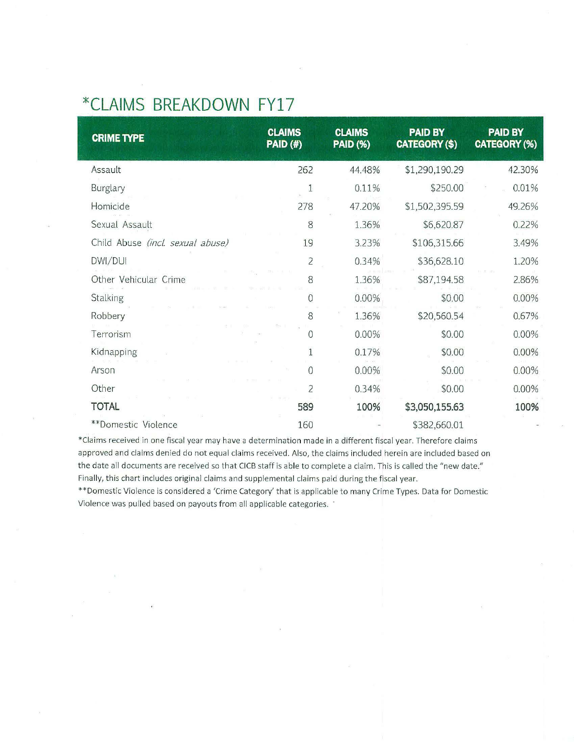# *CLAIMS BREAKDOWN FY17

| CRIME TYPE | CLAIMS PAID (#) | CLAIMS PAID (%) | PAID BY CATEGORY ($) | PAID BY CATEGORY (%) |
|---|---|---|---|---|
| Assault | 262 | 44.48% | $1,290,190.29 | 42.30% |
| Burglary | 1 | 0.11% | $250.00 | 0.01% |
| Homicide | 278 | 47.20% | $1,502,395.59 | 49.26% |
| Sexual Assault | 8 | 1.36% | $6,620.87 | 0.22% |
| Child Abuse *(incl. sexual abuse)* | 19 | 3.23% | $106,315.66 | 3.49% |
| DWI/DUI | 2 | 0.34% | $36,628.10 | 1.20% |
| Other Vehicular Crime | 8 | 1.36% | $87,194.58 | 2.86% |
| Stalking | 0 | 0.00% | $0.00 | 0.00% |
| Robbery | 8 | 1.36% | $20,560.54 | 0.67% |
| Terrorism | 0 | 0.00% | $0.00 | 0.00% |
| Kidnapping | 1 | 0.17% | $0.00 | 0.00% |
| Arson | 0 | 0.00% | $0.00 | 0.00% |
| Other | 2 | 0.34% | $0.00 | 0.00% |
| **TOTAL** | **589** | **100%** | **$3,050,155.63** | **100%** |
| **Domestic Violence | 160 | - | $382,660.01 | - |

*Claims received in one fiscal year may have a determination made in a different fiscal year. Therefore claims approved and claims denied do not equal claims received. Also, the claims included herein are included based on the date all documents are received so that CICB staff is able to complete a claim. This is called the "new date." Finally, this chart includes original claims and supplemental claims paid during the fiscal year.

**Domestic Violence is considered a 'Crime Category' that is applicable to many Crime Types. Data for Domestic Violence was pulled based on payouts from all applicable categories.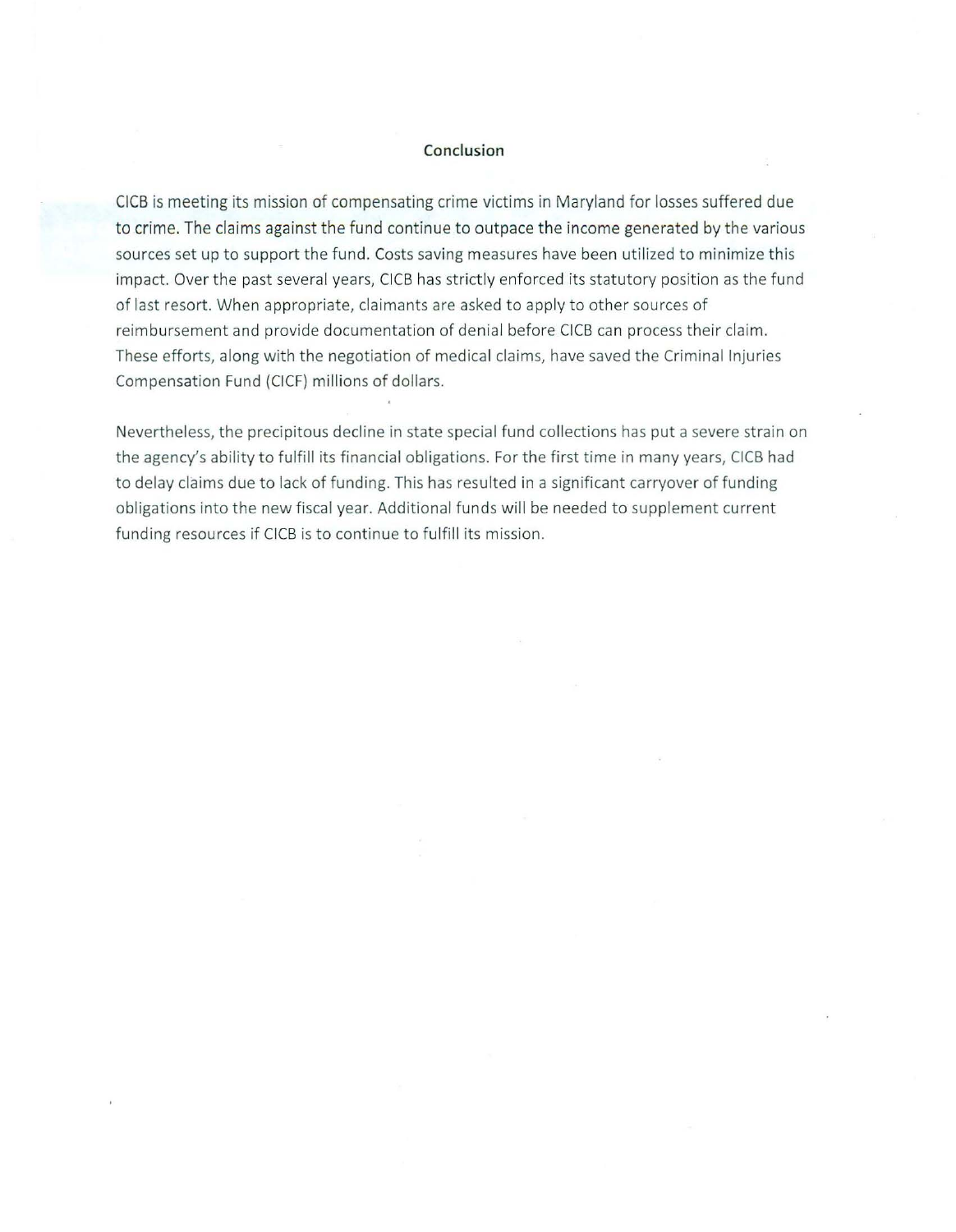## Conclusion

CICB is meeting its mission of compensating crime victims in Maryland for losses suffered due to crime. The claims against the fund continue to outpace the income generated by the various sources set up to support the fund. Costs saving measures have been utilized to minimize this impact. Over the past several years, CICB has strictly enforced its statutory position as the fund of last resort. When appropriate, claimants are asked to apply to other sources of reimbursement and provide documentation of denial before CICB can process their claim. These efforts, along with the negotiation of medical claims, have saved the Criminal Injuries Compensation Fund (CICF) millions of dollars.

Nevertheless, the precipitous decline in state special fund collections has put a severe strain on the agency's ability to fulfill its financial obligations. For the first time in many years, CICB had to delay claims due to lack of funding. This has resulted in a significant carryover of funding obligations into the new fiscal year. Additional funds will be needed to supplement current funding resources if CICB is to continue to fulfill its mission.